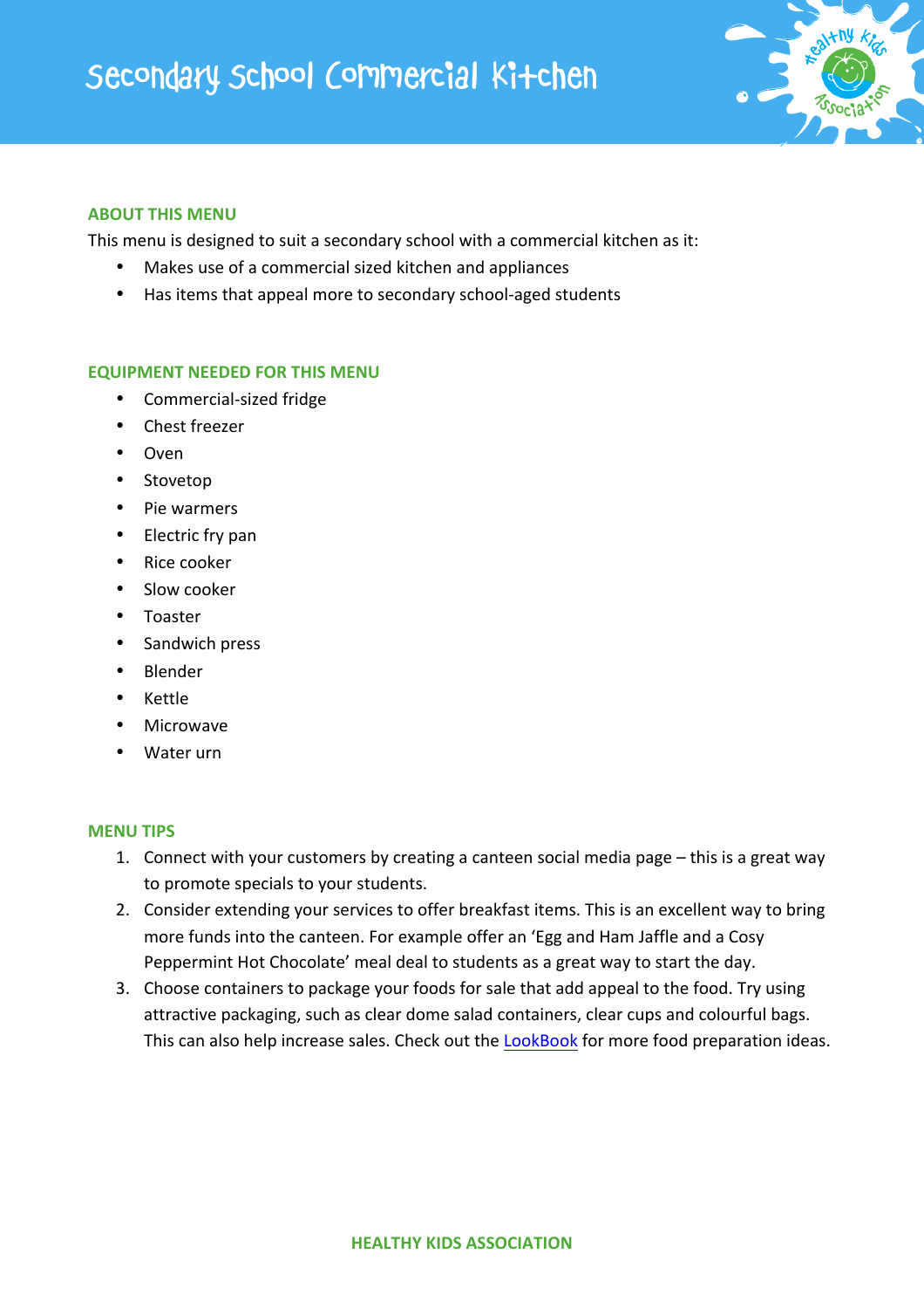# Secondary School Commercial Kitchen

## ABOUT THIS MENU

This menu is designed to suit a secondary school with a commercial kitchen as it:

- Makes use of a commercial sized kitchen and appliances
- Has items that appeal more to secondary school-aged students

## EQUIPMENT NEEDED FOR THIS MENU

- Commercial-sized fridge
- Chest freezer
- Oven
- Stovetop
- Pie warmers
- Electric fry pan
- Rice cooker
- Slow cooker
- Toaster
- Sandwich press
- Blender
- Kettle
- Microwave
- Water urn

## MENU TIPS

1. Connect with your customers by creating a canteen social media page – this is a great way to promote specials to your students.
2. Consider extending your services to offer breakfast items. This is an excellent way to bring more funds into the canteen. For example offer an 'Egg and Ham Jaffle and a Cosy Peppermint Hot Chocolate' meal deal to students as a great way to start the day.
3. Choose containers to package your foods for sale that add appeal to the food. Try using attractive packaging, such as clear dome salad containers, clear cups and colourful bags. This can also help increase sales. Check out the LookBook for more food preparation ideas.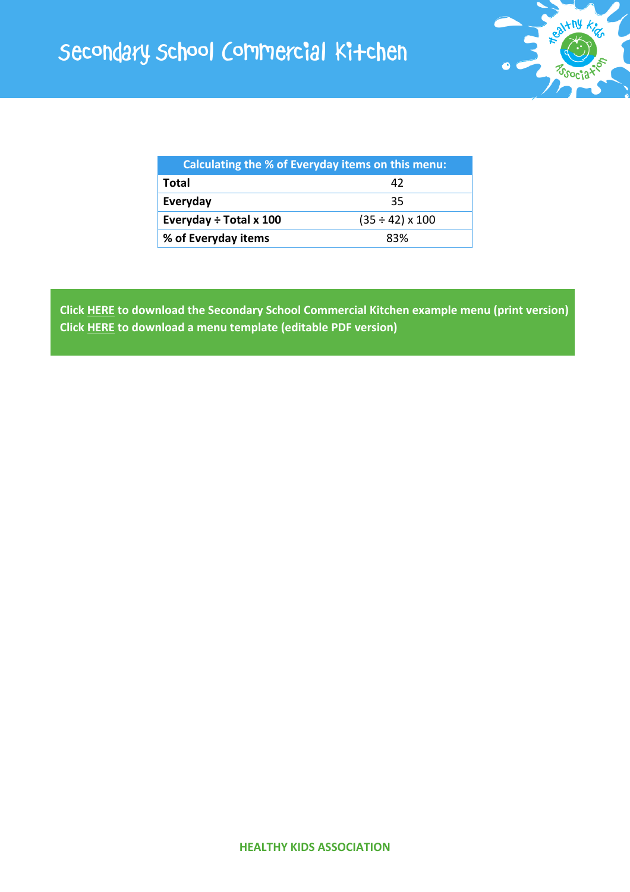# Secondary School Commercial Kitchen

| Calculating the % of Everyday items on this menu: | |
|---|---|
| **Total** | 42 |
| **Everyday** | 35 |
| **Everyday ÷ Total x 100** | (35 ÷ 42) x 100 |
| **% of Everyday items** | 83% |

**Click HERE to download the Secondary School Commercial Kitchen example menu (print version)**
**Click HERE to download a menu template (editable PDF version)**

**HEALTHY KIDS ASSOCIATION**